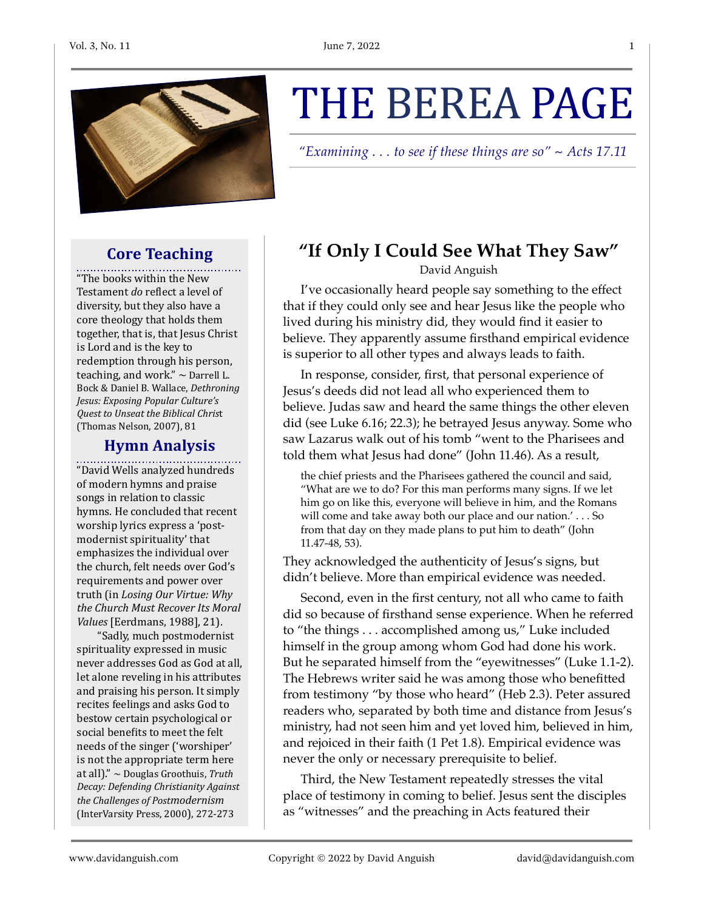# THE BEREA PAGE

*"Examining . . . to see if these things are so" ~ Acts 17.11*

## "If Only I Could See What They Saw"

David Anguish

I've occasionally heard people say something to the effect that if they could only see and hear Jesus like the people who lived during his ministry did, they would find it easier to believe. They apparently assume firsthand empirical evidence is superior to all other types and always leads to faith.

In response, consider, first, that personal experience of Jesus's deeds did not lead all who experienced them to believe. Judas saw and heard the same things the other eleven did (see Luke 6.16; 22.3); he betrayed Jesus anyway. Some who saw Lazarus walk out of his tomb "went to the Pharisees and told them what Jesus had done" (John 11.46). As a result,

> the chief priests and the Pharisees gathered the council and said, "What are we to do? For this man performs many signs. If we let him go on like this, everyone will believe in him, and the Romans will come and take away both our place and our nation.' . . . So from that day on they made plans to put him to death" (John 11.47-48, 53).

They acknowledged the authenticity of Jesus's signs, but didn't believe. More than empirical evidence was needed.

Second, even in the first century, not all who came to faith did so because of firsthand sense experience. When he referred to "the things . . . accomplished among us," Luke included himself in the group among whom God had done his work. But he separated himself from the "eyewitnesses" (Luke 1.1-2). The Hebrews writer said he was among those who benefitted from testimony "by those who heard" (Heb 2.3). Peter assured readers who, separated by both time and distance from Jesus's ministry, had not seen him and yet loved him, believed in him, and rejoiced in their faith (1 Pet 1.8). Empirical evidence was never the only or necessary prerequisite to belief.

Third, the New Testament repeatedly stresses the vital place of testimony in coming to belief. Jesus sent the disciples as "witnesses" and the preaching in Acts featured their

### Core Teaching

"The books within the New Testament *do* reflect a level of diversity, but they also have a core theology that holds them together, that is, that Jesus Christ is Lord and is the key to redemption through his person, teaching, and work." ~ Darrell L. Bock & Daniel B. Wallace, *Dethroning Jesus: Exposing Popular Culture's Quest to Unseat the Biblical Christ* (Thomas Nelson, 2007), 81

### Hymn Analysis

"David Wells analyzed hundreds of modern hymns and praise songs in relation to classic hymns. He concluded that recent worship lyrics express a 'post-modernist spirituality' that emphasizes the individual over the church, felt needs over God's requirements and power over truth (in *Losing Our Virtue: Why the Church Must Recover Its Moral Values* [Eerdmans, 1988], 21).

"Sadly, much postmodernist spirituality expressed in music never addresses God as God at all, let alone reveling in his attributes and praising his person. It simply recites feelings and asks God to bestow certain psychological or social benefits to meet the felt needs of the singer ('worshiper' is not the appropriate term here at all)." ~ Douglas Groothuis, *Truth Decay: Defending Christianity Against the Challenges of Postmodernism* (InterVarsity Press, 2000), 272-273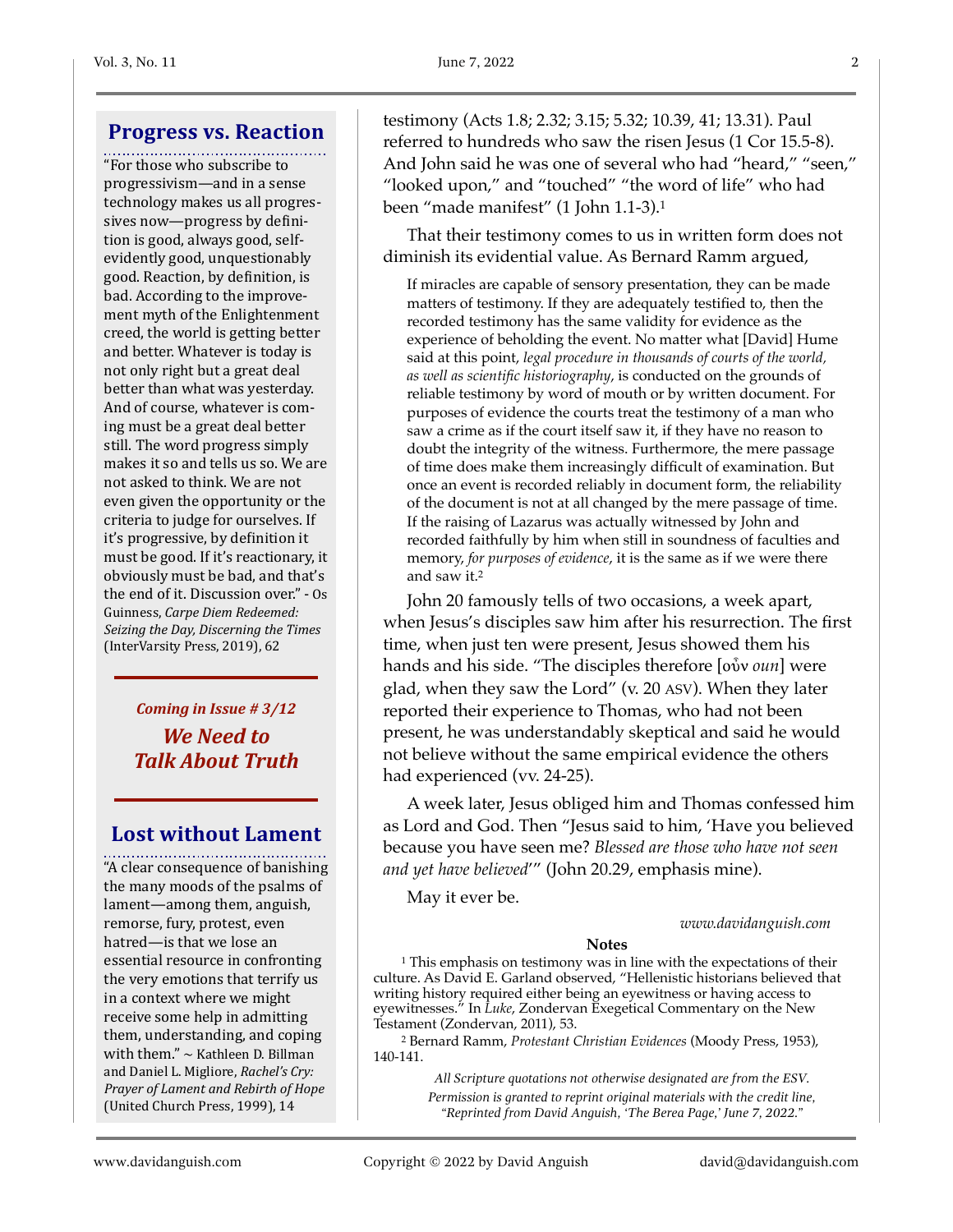## Progress vs. Reaction

"For those who subscribe to progressivism—and in a sense technology makes us all progressives now—progress by definition is good, always good, self-evidently good, unquestionably good. Reaction, by definition, is bad. According to the improvement myth of the Enlightenment creed, the world is getting better and better. Whatever is today is not only right but a great deal better than what was yesterday. And of course, whatever is coming must be a great deal better still. The word progress simply makes it so and tells us so. We are not asked to think. We are not even given the opportunity or the criteria to judge for ourselves. If it's progressive, by definition it must be good. If it's reactionary, it obviously must be bad, and that's the end of it. Discussion over." - Os Guinness, *Carpe Diem Redeemed: Seizing the Day, Discerning the Times* (InterVarsity Press, 2019), 62

*Coming in Issue # 3/12*

***We Need to Talk About Truth***

## Lost without Lament

"A clear consequence of banishing the many moods of the psalms of lament—among them, anguish, remorse, fury, protest, even hatred—is that we lose an essential resource in confronting the very emotions that terrify us in a context where we might receive some help in admitting them, understanding, and coping with them." ~ Kathleen D. Billman and Daniel L. Migliore, *Rachel's Cry: Prayer of Lament and Rebirth of Hope* (United Church Press, 1999), 14

testimony (Acts 1.8; 2.32; 3.15; 5.32; 10.39, 41; 13.31). Paul referred to hundreds who saw the risen Jesus (1 Cor 15.5-8). And John said he was one of several who had "heard," "seen," "looked upon," and "touched" "the word of life" who had been "made manifest" (1 John 1.1-3).[1]

That their testimony comes to us in written form does not diminish its evidential value. As Bernard Ramm argued,

> If miracles are capable of sensory presentation, they can be made matters of testimony. If they are adequately testified to, then the recorded testimony has the same validity for evidence as the experience of beholding the event. No matter what [David] Hume said at this point, *legal procedure in thousands of courts of the world, as well as scientific historiography*, is conducted on the grounds of reliable testimony by word of mouth or by written document. For purposes of evidence the courts treat the testimony of a man who saw a crime as if the court itself saw it, if they have no reason to doubt the integrity of the witness. Furthermore, the mere passage of time does make them increasingly difficult of examination. But once an event is recorded reliably in document form, the reliability of the document is not at all changed by the mere passage of time. If the raising of Lazarus was actually witnessed by John and recorded faithfully by him when still in soundness of faculties and memory, *for purposes of evidence*, it is the same as if we were there and saw it.[2]

John 20 famously tells of two occasions, a week apart, when Jesus's disciples saw him after his resurrection. The first time, when just ten were present, Jesus showed them his hands and his side. "The disciples therefore [οὖν *oun*] were glad, when they saw the Lord" (v. 20 ASV). When they later reported their experience to Thomas, who had not been present, he was understandably skeptical and said he would not believe without the same empirical evidence the others had experienced (vv. 24-25).

A week later, Jesus obliged him and Thomas confessed him as Lord and God. Then "Jesus said to him, 'Have you believed because you have seen me? *Blessed are those who have not seen and yet have believed*'" (John 20.29, emphasis mine).

May it ever be.

*www.davidanguish.com*

**Notes**

[1] This emphasis on testimony was in line with the expectations of their culture. As David E. Garland observed, "Hellenistic historians believed that writing history required either being an eyewitness or having access to eyewitnesses." In *Luke*, Zondervan Exegetical Commentary on the New Testament (Zondervan, 2011), 53.

[2] Bernard Ramm, *Protestant Christian Evidences* (Moody Press, 1953), 140-141.

*All Scripture quotations not otherwise designated are from the ESV.*
*Permission is granted to reprint original materials with the credit line, "Reprinted from David Anguish, 'The Berea Page,' June 7, 2022."*